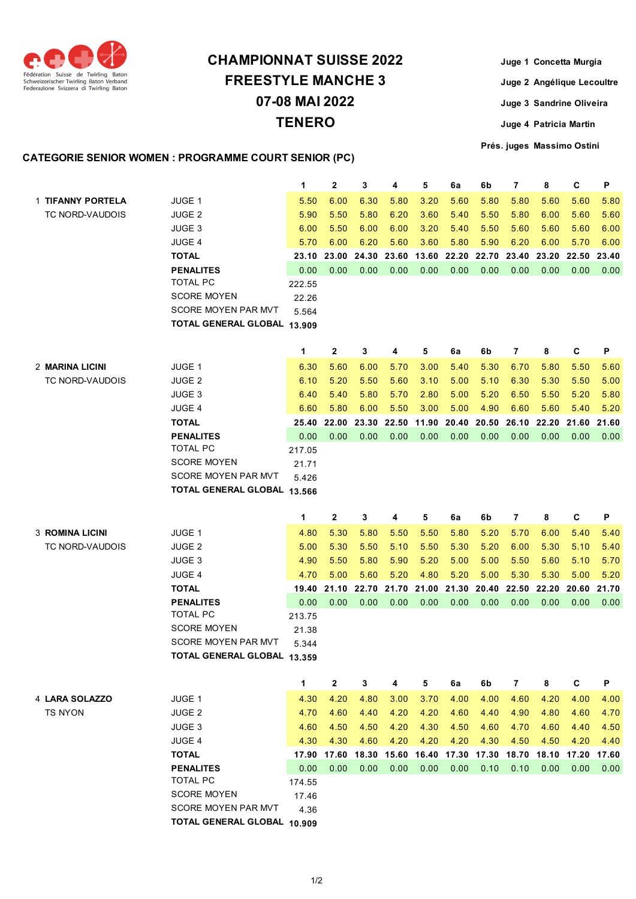Fédération Suisse de Twirling Baton
Schweizerischer Twirling Baton Verband
Federazione Svizzera di Twirling Baton

# CHAMPIONNAT SUISSE 2022
## FREESTYLE MANCHE 3
## 07-08 MAI 2022
## TENERO

**Juge 1** Concetta Murgia
**Juge 2** Angélique Lecoultre
**Juge 3** Sandrine Oliveira
**Juge 4** Patricia Martin
**Prés. juges** Massimo Ostini

### CATEGORIE SENIOR WOMEN : PROGRAMME COURT SENIOR (PC)

| | | 1 | 2 | 3 | 4 | 5 | 6a | 6b | 7 | 8 | C | P |
|---|---|---|---|---|---|---|---|---|---|---|---|---|
| 1 **TIFANNY PORTELA** | JUGE 1 | 5.50 | 6.00 | 6.30 | 5.80 | 3.20 | 5.60 | 5.80 | 5.80 | 5.60 | 5.60 | 5.80 |
| TC NORD-VAUDOIS | JUGE 2 | 5.90 | 5.50 | 5.80 | 6.20 | 3.60 | 5.40 | 5.50 | 5.80 | 6.00 | 5.60 | 5.60 |
| | JUGE 3 | 6.00 | 5.50 | 6.00 | 6.00 | 3.20 | 5.40 | 5.50 | 5.60 | 5.60 | 5.60 | 6.00 |
| | JUGE 4 | 5.70 | 6.00 | 6.20 | 5.60 | 3.60 | 5.80 | 5.90 | 6.20 | 6.00 | 5.70 | 6.00 |
| | **TOTAL** | **23.10** | **23.00** | **24.30** | **23.60** | **13.60** | **22.20** | **22.70** | **23.40** | **23.20** | **22.50** | **23.40** |
| | **PENALITES** | 0.00 | 0.00 | 0.00 | 0.00 | 0.00 | 0.00 | 0.00 | 0.00 | 0.00 | 0.00 | 0.00 |
| | TOTAL PC | 222.55 | | | | | | | | | | |
| | SCORE MOYEN | 22.26 | | | | | | | | | | |
| | SCORE MOYEN PAR MVT | 5.564 | | | | | | | | | | |
| | **TOTAL GENERAL GLOBAL** | **13.909** | | | | | | | | | | |

| | | 1 | 2 | 3 | 4 | 5 | 6a | 6b | 7 | 8 | C | P |
|---|---|---|---|---|---|---|---|---|---|---|---|---|
| 2 **MARINA LICINI** | JUGE 1 | 6.30 | 5.60 | 6.00 | 5.70 | 3.00 | 5.40 | 5.30 | 6.70 | 5.80 | 5.50 | 5.60 |
| TC NORD-VAUDOIS | JUGE 2 | 6.10 | 5.20 | 5.50 | 5.60 | 3.10 | 5.00 | 5.10 | 6.30 | 5.30 | 5.50 | 5.00 |
| | JUGE 3 | 6.40 | 5.40 | 5.80 | 5.70 | 2.80 | 5.00 | 5.20 | 6.50 | 5.50 | 5.20 | 5.80 |
| | JUGE 4 | 6.60 | 5.80 | 6.00 | 5.50 | 3.00 | 5.00 | 4.90 | 6.60 | 5.60 | 5.40 | 5.20 |
| | **TOTAL** | **25.40** | **22.00** | **23.30** | **22.50** | **11.90** | **20.40** | **20.50** | **26.10** | **22.20** | **21.60** | **21.60** |
| | **PENALITES** | 0.00 | 0.00 | 0.00 | 0.00 | 0.00 | 0.00 | 0.00 | 0.00 | 0.00 | 0.00 | 0.00 |
| | TOTAL PC | 217.05 | | | | | | | | | | |
| | SCORE MOYEN | 21.71 | | | | | | | | | | |
| | SCORE MOYEN PAR MVT | 5.426 | | | | | | | | | | |
| | **TOTAL GENERAL GLOBAL** | **13.566** | | | | | | | | | | |

| | | 1 | 2 | 3 | 4 | 5 | 6a | 6b | 7 | 8 | C | P |
|---|---|---|---|---|---|---|---|---|---|---|---|---|
| 3 **ROMINA LICINI** | JUGE 1 | 4.80 | 5.30 | 5.80 | 5.50 | 5.50 | 5.80 | 5.20 | 5.70 | 6.00 | 5.40 | 5.40 |
| TC NORD-VAUDOIS | JUGE 2 | 5.00 | 5.30 | 5.50 | 5.10 | 5.50 | 5.30 | 5.20 | 6.00 | 5.30 | 5.10 | 5.40 |
| | JUGE 3 | 4.90 | 5.50 | 5.80 | 5.90 | 5.20 | 5.00 | 5.00 | 5.50 | 5.60 | 5.10 | 5.70 |
| | JUGE 4 | 4.70 | 5.00 | 5.60 | 5.20 | 4.80 | 5.20 | 5.00 | 5.30 | 5.30 | 5.00 | 5.20 |
| | **TOTAL** | **19.40** | **21.10** | **22.70** | **21.70** | **21.00** | **21.30** | **20.40** | **22.50** | **22.20** | **20.60** | **21.70** |
| | **PENALITES** | 0.00 | 0.00 | 0.00 | 0.00 | 0.00 | 0.00 | 0.00 | 0.00 | 0.00 | 0.00 | 0.00 |
| | TOTAL PC | 213.75 | | | | | | | | | | |
| | SCORE MOYEN | 21.38 | | | | | | | | | | |
| | SCORE MOYEN PAR MVT | 5.344 | | | | | | | | | | |
| | **TOTAL GENERAL GLOBAL** | **13.359** | | | | | | | | | | |

| | | 1 | 2 | 3 | 4 | 5 | 6a | 6b | 7 | 8 | C | P |
|---|---|---|---|---|---|---|---|---|---|---|---|---|
| 4 **LARA SOLAZZO** | JUGE 1 | 4.30 | 4.20 | 4.80 | 3.00 | 3.70 | 4.00 | 4.00 | 4.60 | 4.20 | 4.00 | 4.00 |
| TS NYON | JUGE 2 | 4.70 | 4.60 | 4.40 | 4.20 | 4.20 | 4.60 | 4.40 | 4.90 | 4.80 | 4.60 | 4.70 |
| | JUGE 3 | 4.60 | 4.50 | 4.50 | 4.20 | 4.30 | 4.50 | 4.60 | 4.70 | 4.60 | 4.40 | 4.50 |
| | JUGE 4 | 4.30 | 4.30 | 4.60 | 4.20 | 4.20 | 4.20 | 4.30 | 4.50 | 4.50 | 4.20 | 4.40 |
| | **TOTAL** | **17.90** | **17.60** | **18.30** | **15.60** | **16.40** | **17.30** | **17.30** | **18.70** | **18.10** | **17.20** | **17.60** |
| | **PENALITES** | 0.00 | 0.00 | 0.00 | 0.00 | 0.00 | 0.00 | 0.10 | 0.10 | 0.00 | 0.00 | 0.00 |
| | TOTAL PC | 174.55 | | | | | | | | | | |
| | SCORE MOYEN | 17.46 | | | | | | | | | | |
| | SCORE MOYEN PAR MVT | 4.36 | | | | | | | | | | |
| | **TOTAL GENERAL GLOBAL** | **10.909** | | | | | | | | | | |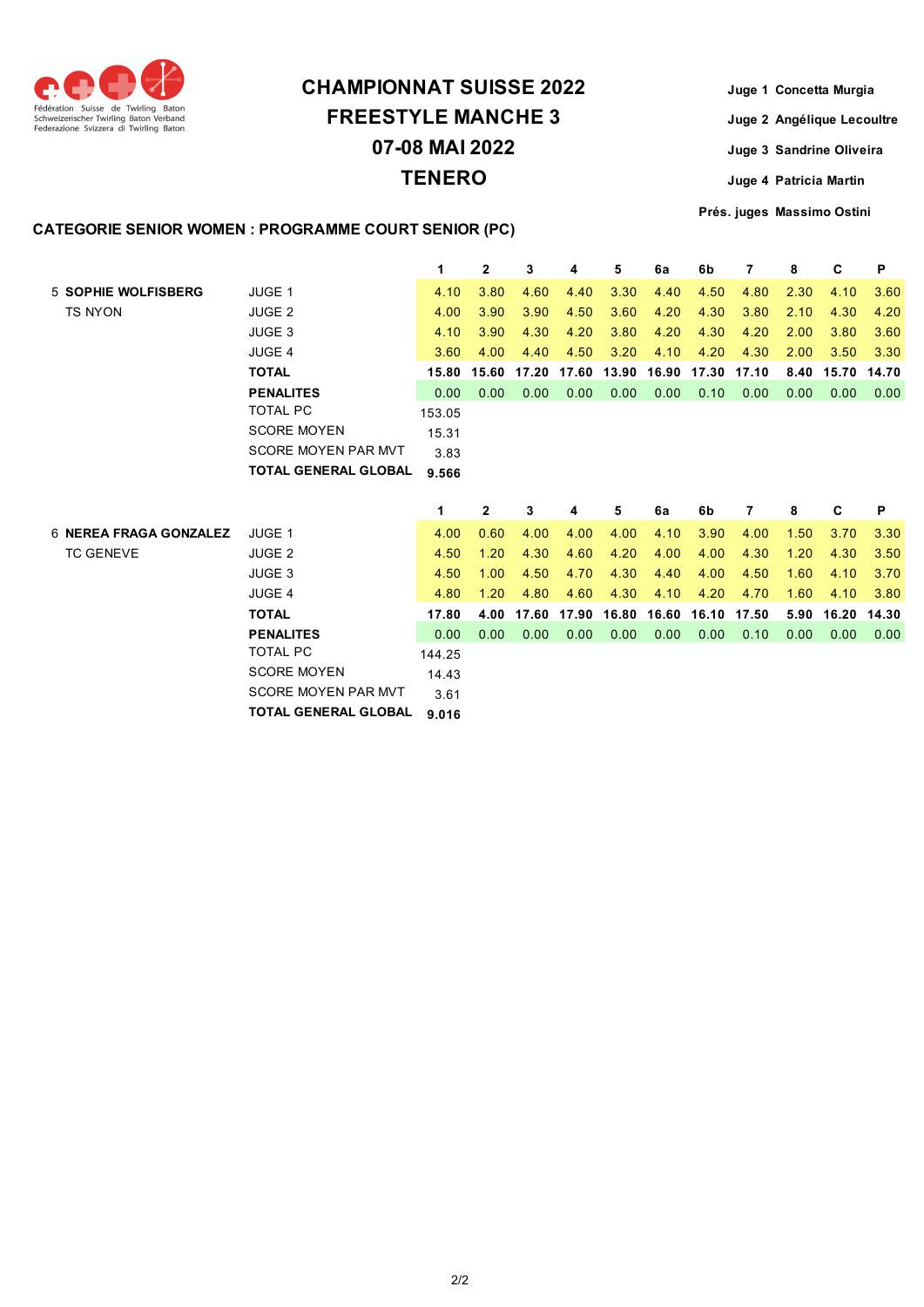Fédération Suisse de Twirling Baton
Schweizerischer Twirling Baton Verband
Federazione Svizzera di Twirling Baton

# CHAMPIONNAT SUISSE 2022
## FREESTYLE MANCHE 3
## 07-08 MAI 2022
## TENERO

**Juge 1** **Concetta Murgia**
**Juge 2** **Angélique Lecoultre**
**Juge 3** **Sandrine Oliveira**
**Juge 4** **Patricia Martin**
**Prés. juges** **Massimo Ostini**

**CATEGORIE SENIOR WOMEN : PROGRAMME COURT SENIOR (PC)**

| | | 1 | 2 | 3 | 4 | 5 | 6a | 6b | 7 | 8 | C | P |
|---|---|---|---|---|---|---|---|---|---|---|---|---|
| 5 **SOPHIE WOLFISBERG** | JUGE 1 | 4.10 | 3.80 | 4.60 | 4.40 | 3.30 | 4.40 | 4.50 | 4.80 | 2.30 | 4.10 | 3.60 |
| TS NYON | JUGE 2 | 4.00 | 3.90 | 3.90 | 4.50 | 3.60 | 4.20 | 4.30 | 3.80 | 2.10 | 4.30 | 4.20 |
| | JUGE 3 | 4.10 | 3.90 | 4.30 | 4.20 | 3.80 | 4.20 | 4.30 | 4.20 | 2.00 | 3.80 | 3.60 |
| | JUGE 4 | 3.60 | 4.00 | 4.40 | 4.50 | 3.20 | 4.10 | 4.20 | 4.30 | 2.00 | 3.50 | 3.30 |
| | **TOTAL** | **15.80** | **15.60** | **17.20** | **17.60** | **13.90** | **16.90** | **17.30** | **17.10** | **8.40** | **15.70** | **14.70** |
| | **PENALITES** | 0.00 | 0.00 | 0.00 | 0.00 | 0.00 | 0.00 | 0.10 | 0.00 | 0.00 | 0.00 | 0.00 |
| | TOTAL PC | 153.05 | | | | | | | | | | |
| | SCORE MOYEN | 15.31 | | | | | | | | | | |
| | SCORE MOYEN PAR MVT | 3.83 | | | | | | | | | | |
| | **TOTAL GENERAL GLOBAL** | **9.566** | | | | | | | | | | |

| | | 1 | 2 | 3 | 4 | 5 | 6a | 6b | 7 | 8 | C | P |
|---|---|---|---|---|---|---|---|---|---|---|---|---|
| 6 **NEREA FRAGA GONZALEZ** | JUGE 1 | 4.00 | 0.60 | 4.00 | 4.00 | 4.00 | 4.10 | 3.90 | 4.00 | 1.50 | 3.70 | 3.30 |
| TC GENEVE | JUGE 2 | 4.50 | 1.20 | 4.30 | 4.60 | 4.20 | 4.00 | 4.00 | 4.30 | 1.20 | 4.30 | 3.50 |
| | JUGE 3 | 4.50 | 1.00 | 4.50 | 4.70 | 4.30 | 4.40 | 4.00 | 4.50 | 1.60 | 4.10 | 3.70 |
| | JUGE 4 | 4.80 | 1.20 | 4.80 | 4.60 | 4.30 | 4.10 | 4.20 | 4.70 | 1.60 | 4.10 | 3.80 |
| | **TOTAL** | **17.80** | **4.00** | **17.60** | **17.90** | **16.80** | **16.60** | **16.10** | **17.50** | **5.90** | **16.20** | **14.30** |
| | **PENALITES** | 0.00 | 0.00 | 0.00 | 0.00 | 0.00 | 0.00 | 0.00 | 0.10 | 0.00 | 0.00 | 0.00 |
| | TOTAL PC | 144.25 | | | | | | | | | | |
| | SCORE MOYEN | 14.43 | | | | | | | | | | |
| | SCORE MOYEN PAR MVT | 3.61 | | | | | | | | | | |
| | **TOTAL GENERAL GLOBAL** | **9.016** | | | | | | | | | | |